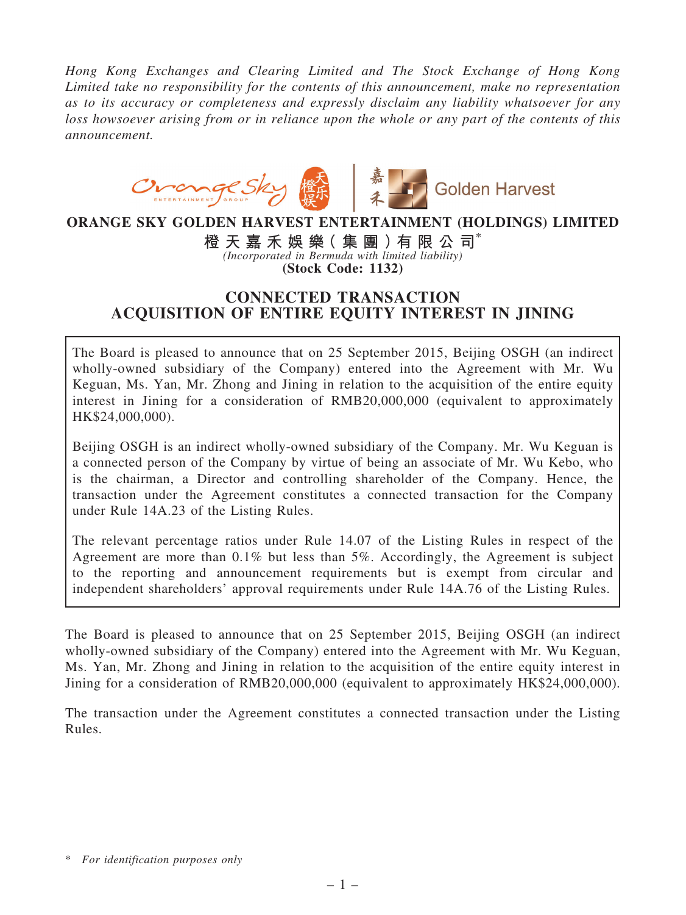*Hong Kong Exchanges and Clearing Limited and The Stock Exchange of Hong Kong Limited take no responsibility for the contents of this announcement, make no representation as to its accuracy or completeness and expressly disclaim any liability whatsoever for any loss howsoever arising from or in reliance upon the whole or any part of the contents of this announcement.*

# ORANGE SKY GOLDEN HARVEST ENTERTAINMENT (HOLDINGS) LIMITED

**橙天嘉禾娛樂(集團)有限公司***

*(Incorporated in Bermuda with limited liability)*

**(Stock Code: 1132)**

## CONNECTED TRANSACTION
## ACQUISITION OF ENTIRE EQUITY INTEREST IN JINING

The Board is pleased to announce that on 25 September 2015, Beijing OSGH (an indirect wholly-owned subsidiary of the Company) entered into the Agreement with Mr. Wu Keguan, Ms. Yan, Mr. Zhong and Jining in relation to the acquisition of the entire equity interest in Jining for a consideration of RMB20,000,000 (equivalent to approximately HK$24,000,000).

Beijing OSGH is an indirect wholly-owned subsidiary of the Company. Mr. Wu Keguan is a connected person of the Company by virtue of being an associate of Mr. Wu Kebo, who is the chairman, a Director and controlling shareholder of the Company. Hence, the transaction under the Agreement constitutes a connected transaction for the Company under Rule 14A.23 of the Listing Rules.

The relevant percentage ratios under Rule 14.07 of the Listing Rules in respect of the Agreement are more than 0.1% but less than 5%. Accordingly, the Agreement is subject to the reporting and announcement requirements but is exempt from circular and independent shareholders' approval requirements under Rule 14A.76 of the Listing Rules.

The Board is pleased to announce that on 25 September 2015, Beijing OSGH (an indirect wholly-owned subsidiary of the Company) entered into the Agreement with Mr. Wu Keguan, Ms. Yan, Mr. Zhong and Jining in relation to the acquisition of the entire equity interest in Jining for a consideration of RMB20,000,000 (equivalent to approximately HK$24,000,000).

The transaction under the Agreement constitutes a connected transaction under the Listing Rules.

\* *For identification purposes only*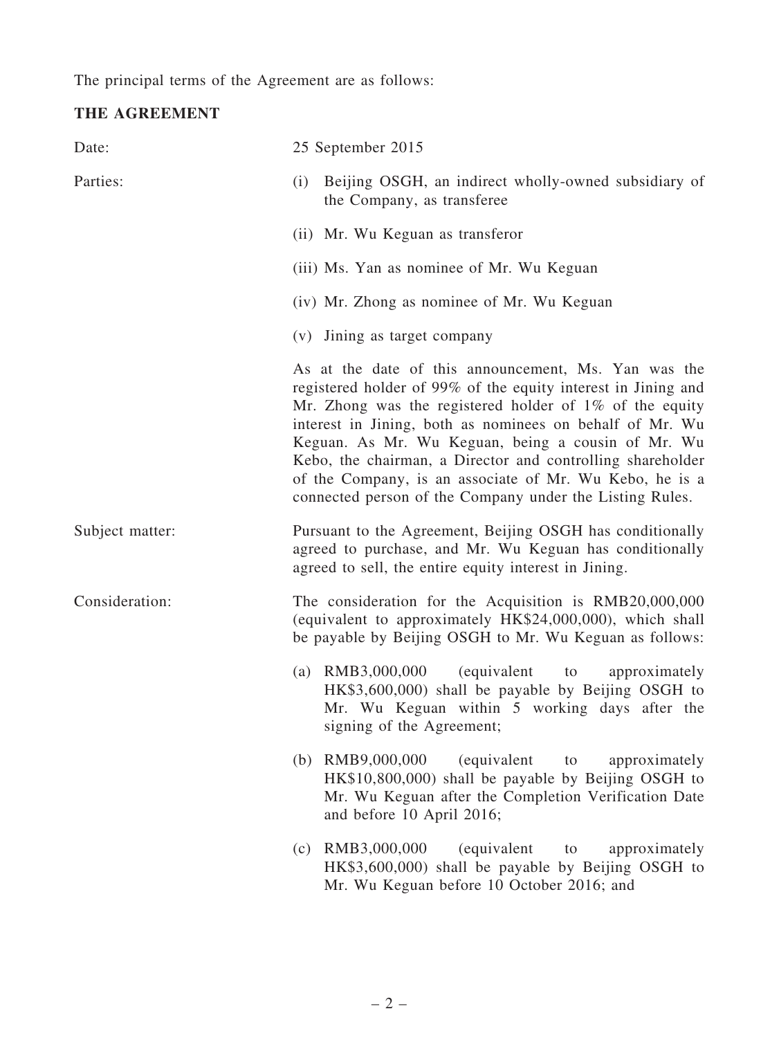The principal terms of the Agreement are as follows:

**THE AGREEMENT**

| | |
|---|---|
| Date: | 25 September 2015 |
| Parties: | (i) Beijing OSGH, an indirect wholly-owned subsidiary of the Company, as transferee |
| | (ii) Mr. Wu Keguan as transferor |
| | (iii) Ms. Yan as nominee of Mr. Wu Keguan |
| | (iv) Mr. Zhong as nominee of Mr. Wu Keguan |
| | (v) Jining as target company |
| | As at the date of this announcement, Ms. Yan was the registered holder of 99% of the equity interest in Jining and Mr. Zhong was the registered holder of 1% of the equity interest in Jining, both as nominees on behalf of Mr. Wu Keguan. As Mr. Wu Keguan, being a cousin of Mr. Wu Kebo, the chairman, a Director and controlling shareholder of the Company, is an associate of Mr. Wu Kebo, he is a connected person of the Company under the Listing Rules. |
| Subject matter: | Pursuant to the Agreement, Beijing OSGH has conditionally agreed to purchase, and Mr. Wu Keguan has conditionally agreed to sell, the entire equity interest in Jining. |
| Consideration: | The consideration for the Acquisition is RMB20,000,000 (equivalent to approximately HK$24,000,000), which shall be payable by Beijing OSGH to Mr. Wu Keguan as follows: |
| | (a) RMB3,000,000 (equivalent to approximately HK$3,600,000) shall be payable by Beijing OSGH to Mr. Wu Keguan within 5 working days after the signing of the Agreement; |
| | (b) RMB9,000,000 (equivalent to approximately HK$10,800,000) shall be payable by Beijing OSGH to Mr. Wu Keguan after the Completion Verification Date and before 10 April 2016; |
| | (c) RMB3,000,000 (equivalent to approximately HK$3,600,000) shall be payable by Beijing OSGH to Mr. Wu Keguan before 10 October 2016; and |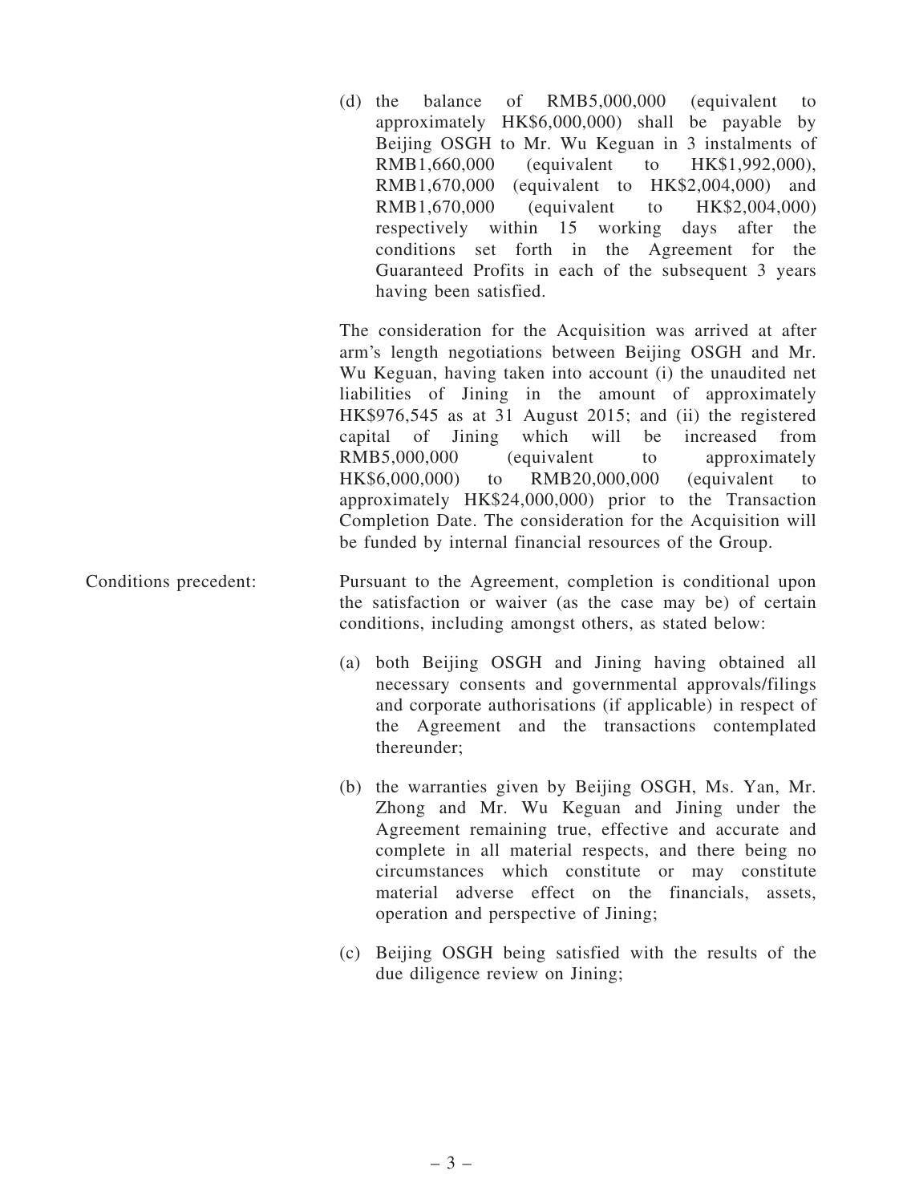(d) the balance of RMB5,000,000 (equivalent to approximately HK$6,000,000) shall be payable by Beijing OSGH to Mr. Wu Keguan in 3 instalments of RMB1,660,000 (equivalent to HK$1,992,000), RMB1,670,000 (equivalent to HK$2,004,000) and RMB1,670,000 (equivalent to HK$2,004,000) respectively within 15 working days after the conditions set forth in the Agreement for the Guaranteed Profits in each of the subsequent 3 years having been satisfied.

The consideration for the Acquisition was arrived at after arm's length negotiations between Beijing OSGH and Mr. Wu Keguan, having taken into account (i) the unaudited net liabilities of Jining in the amount of approximately HK$976,545 as at 31 August 2015; and (ii) the registered capital of Jining which will be increased from RMB5,000,000 (equivalent to approximately HK$6,000,000) to RMB20,000,000 (equivalent to approximately HK$24,000,000) prior to the Transaction Completion Date. The consideration for the Acquisition will be funded by internal financial resources of the Group.

Conditions precedent:

Pursuant to the Agreement, completion is conditional upon the satisfaction or waiver (as the case may be) of certain conditions, including amongst others, as stated below:

(a) both Beijing OSGH and Jining having obtained all necessary consents and governmental approvals/filings and corporate authorisations (if applicable) in respect of the Agreement and the transactions contemplated thereunder;

(b) the warranties given by Beijing OSGH, Ms. Yan, Mr. Zhong and Mr. Wu Keguan and Jining under the Agreement remaining true, effective and accurate and complete in all material respects, and there being no circumstances which constitute or may constitute material adverse effect on the financials, assets, operation and perspective of Jining;

(c) Beijing OSGH being satisfied with the results of the due diligence review on Jining;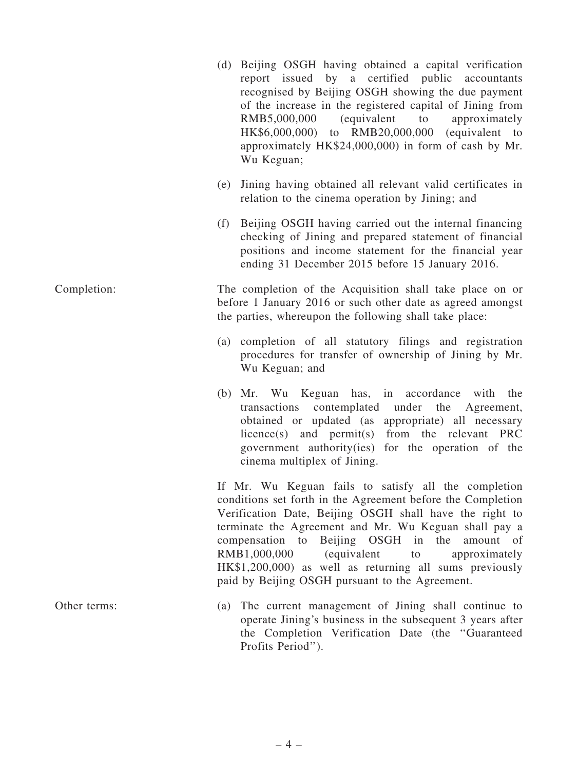(d) Beijing OSGH having obtained a capital verification report issued by a certified public accountants recognised by Beijing OSGH showing the due payment of the increase in the registered capital of Jining from RMB5,000,000 (equivalent to approximately HK$6,000,000) to RMB20,000,000 (equivalent to approximately HK$24,000,000) in form of cash by Mr. Wu Keguan;

(e) Jining having obtained all relevant valid certificates in relation to the cinema operation by Jining; and

(f) Beijing OSGH having carried out the internal financing checking of Jining and prepared statement of financial positions and income statement for the financial year ending 31 December 2015 before 15 January 2016.

Completion: The completion of the Acquisition shall take place on or before 1 January 2016 or such other date as agreed amongst the parties, whereupon the following shall take place:

(a) completion of all statutory filings and registration procedures for transfer of ownership of Jining by Mr. Wu Keguan; and

(b) Mr. Wu Keguan has, in accordance with the transactions contemplated under the Agreement, obtained or updated (as appropriate) all necessary licence(s) and permit(s) from the relevant PRC government authority(ies) for the operation of the cinema multiplex of Jining.

If Mr. Wu Keguan fails to satisfy all the completion conditions set forth in the Agreement before the Completion Verification Date, Beijing OSGH shall have the right to terminate the Agreement and Mr. Wu Keguan shall pay a compensation to Beijing OSGH in the amount of RMB1,000,000 (equivalent to approximately HK$1,200,000) as well as returning all sums previously paid by Beijing OSGH pursuant to the Agreement.

Other terms: (a) The current management of Jining shall continue to operate Jining's business in the subsequent 3 years after the Completion Verification Date (the "Guaranteed Profits Period").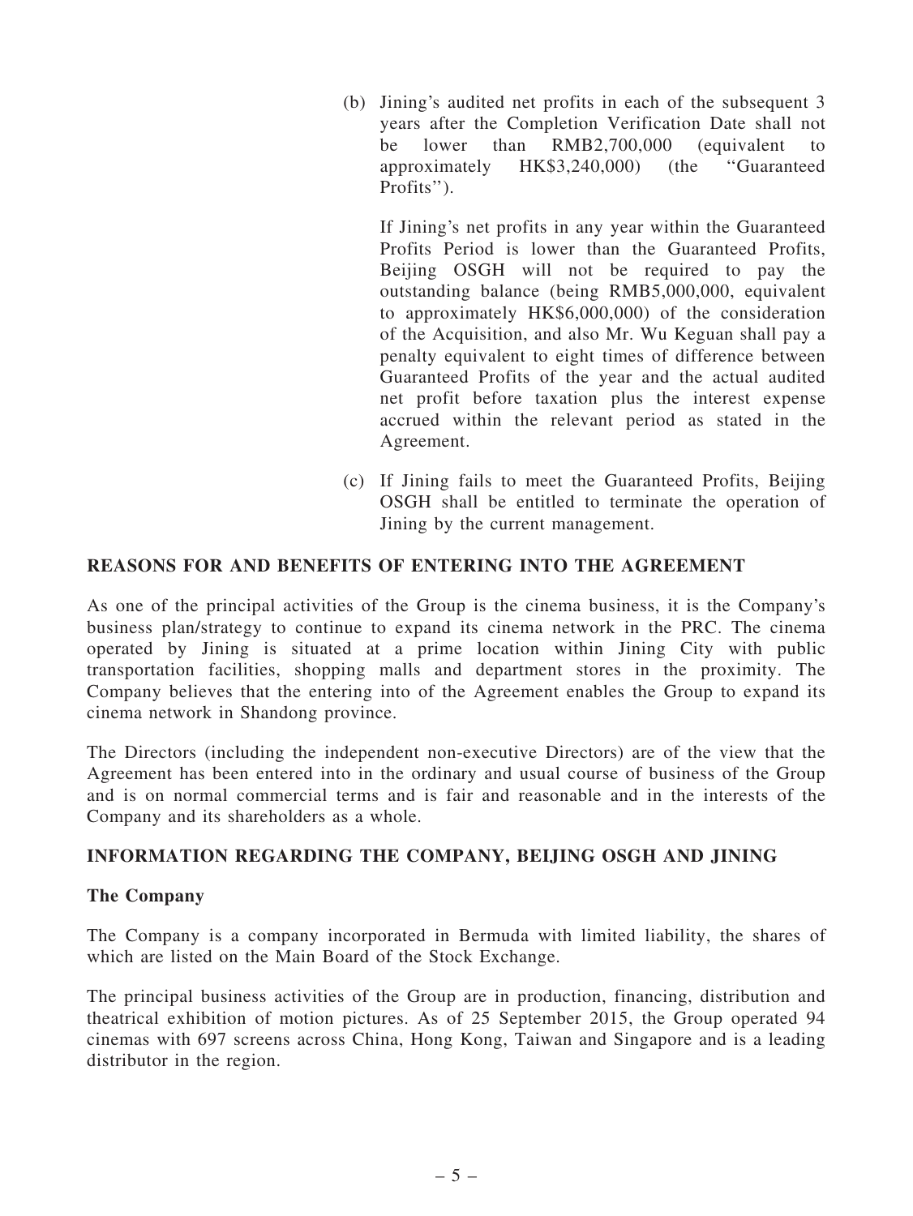(b) Jining's audited net profits in each of the subsequent 3 years after the Completion Verification Date shall not be lower than RMB2,700,000 (equivalent to approximately HK$3,240,000) (the "Guaranteed Profits").

If Jining's net profits in any year within the Guaranteed Profits Period is lower than the Guaranteed Profits, Beijing OSGH will not be required to pay the outstanding balance (being RMB5,000,000, equivalent to approximately HK$6,000,000) of the consideration of the Acquisition, and also Mr. Wu Keguan shall pay a penalty equivalent to eight times of difference between Guaranteed Profits of the year and the actual audited net profit before taxation plus the interest expense accrued within the relevant period as stated in the Agreement.

(c) If Jining fails to meet the Guaranteed Profits, Beijing OSGH shall be entitled to terminate the operation of Jining by the current management.

## REASONS FOR AND BENEFITS OF ENTERING INTO THE AGREEMENT

As one of the principal activities of the Group is the cinema business, it is the Company's business plan/strategy to continue to expand its cinema network in the PRC. The cinema operated by Jining is situated at a prime location within Jining City with public transportation facilities, shopping malls and department stores in the proximity. The Company believes that the entering into of the Agreement enables the Group to expand its cinema network in Shandong province.

The Directors (including the independent non-executive Directors) are of the view that the Agreement has been entered into in the ordinary and usual course of business of the Group and is on normal commercial terms and is fair and reasonable and in the interests of the Company and its shareholders as a whole.

## INFORMATION REGARDING THE COMPANY, BEIJING OSGH AND JINING

### The Company

The Company is a company incorporated in Bermuda with limited liability, the shares of which are listed on the Main Board of the Stock Exchange.

The principal business activities of the Group are in production, financing, distribution and theatrical exhibition of motion pictures. As of 25 September 2015, the Group operated 94 cinemas with 697 screens across China, Hong Kong, Taiwan and Singapore and is a leading distributor in the region.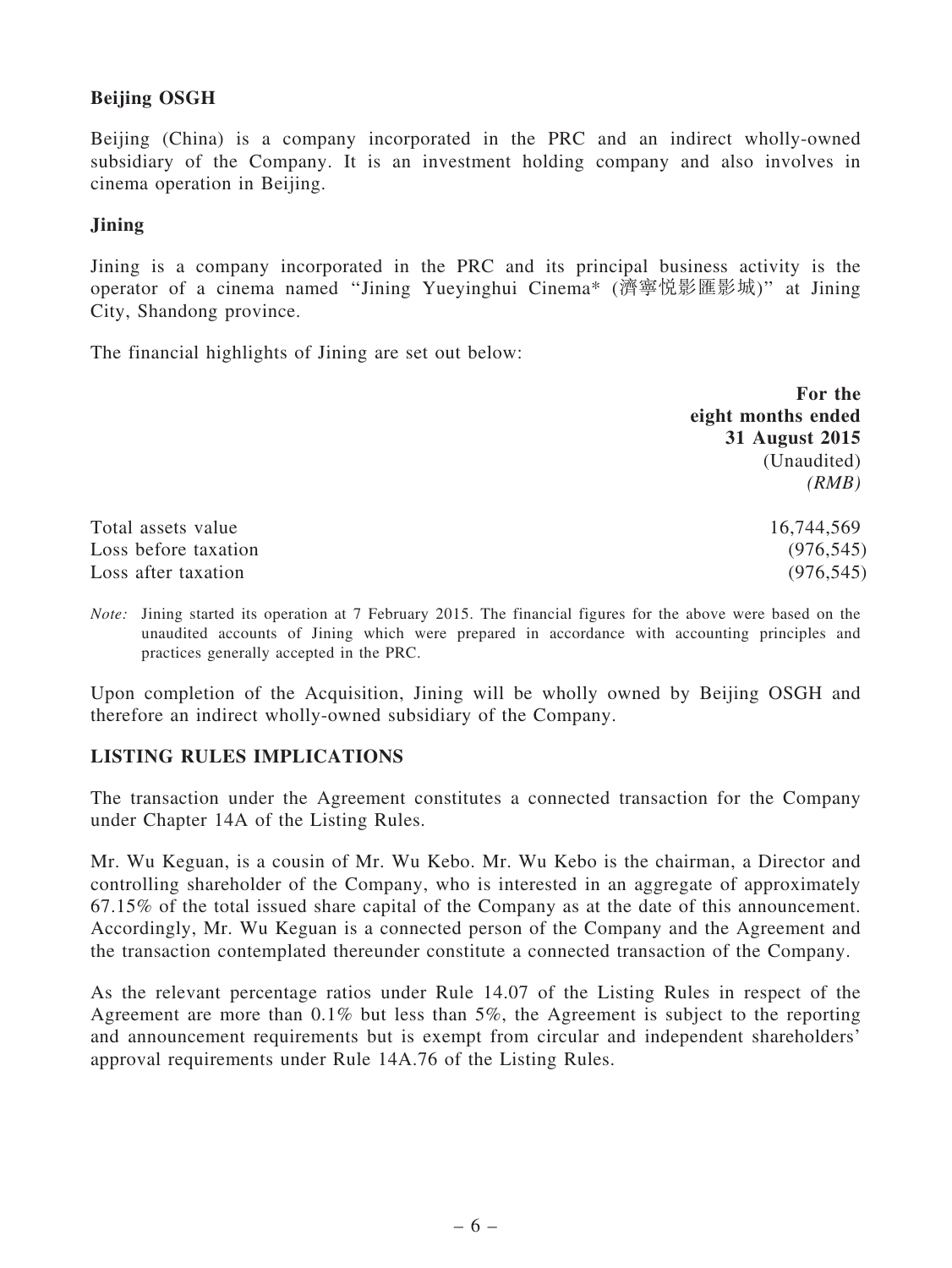**Beijing OSGH**

Beijing (China) is a company incorporated in the PRC and an indirect wholly-owned subsidiary of the Company. It is an investment holding company and also involves in cinema operation in Beijing.

**Jining**

Jining is a company incorporated in the PRC and its principal business activity is the operator of a cinema named "Jining Yueyinghui Cinema* (濟寧悅影匯影城)" at Jining City, Shandong province.

The financial highlights of Jining are set out below:

| | For the eight months ended 31 August 2015 (Unaudited) *(RMB)* |
|---|---|
| Total assets value | 16,744,569 |
| Loss before taxation | (976,545) |
| Loss after taxation | (976,545) |

*Note:* Jining started its operation at 7 February 2015. The financial figures for the above were based on the unaudited accounts of Jining which were prepared in accordance with accounting principles and practices generally accepted in the PRC.

Upon completion of the Acquisition, Jining will be wholly owned by Beijing OSGH and therefore an indirect wholly-owned subsidiary of the Company.

## LISTING RULES IMPLICATIONS

The transaction under the Agreement constitutes a connected transaction for the Company under Chapter 14A of the Listing Rules.

Mr. Wu Keguan, is a cousin of Mr. Wu Kebo. Mr. Wu Kebo is the chairman, a Director and controlling shareholder of the Company, who is interested in an aggregate of approximately 67.15% of the total issued share capital of the Company as at the date of this announcement. Accordingly, Mr. Wu Keguan is a connected person of the Company and the Agreement and the transaction contemplated thereunder constitute a connected transaction of the Company.

As the relevant percentage ratios under Rule 14.07 of the Listing Rules in respect of the Agreement are more than 0.1% but less than 5%, the Agreement is subject to the reporting and announcement requirements but is exempt from circular and independent shareholders' approval requirements under Rule 14A.76 of the Listing Rules.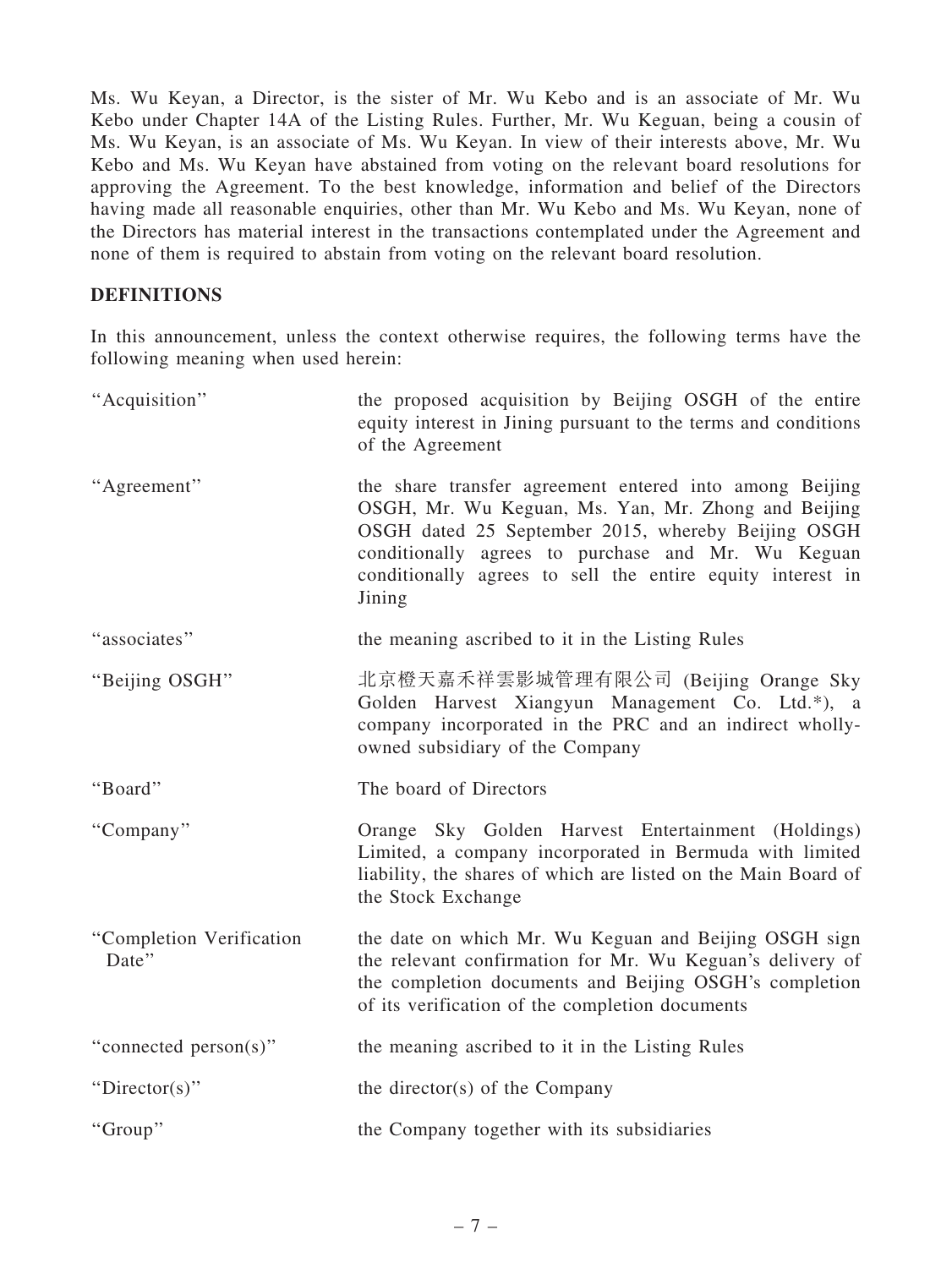Ms. Wu Keyan, a Director, is the sister of Mr. Wu Kebo and is an associate of Mr. Wu Kebo under Chapter 14A of the Listing Rules. Further, Mr. Wu Keguan, being a cousin of Ms. Wu Keyan, is an associate of Ms. Wu Keyan. In view of their interests above, Mr. Wu Kebo and Ms. Wu Keyan have abstained from voting on the relevant board resolutions for approving the Agreement. To the best knowledge, information and belief of the Directors having made all reasonable enquiries, other than Mr. Wu Kebo and Ms. Wu Keyan, none of the Directors has material interest in the transactions contemplated under the Agreement and none of them is required to abstain from voting on the relevant board resolution.

## DEFINITIONS

In this announcement, unless the context otherwise requires, the following terms have the following meaning when used herein:

| | |
|---|---|
| "Acquisition" | the proposed acquisition by Beijing OSGH of the entire equity interest in Jining pursuant to the terms and conditions of the Agreement |
| "Agreement" | the share transfer agreement entered into among Beijing OSGH, Mr. Wu Keguan, Ms. Yan, Mr. Zhong and Beijing OSGH dated 25 September 2015, whereby Beijing OSGH conditionally agrees to purchase and Mr. Wu Keguan conditionally agrees to sell the entire equity interest in Jining |
| "associates" | the meaning ascribed to it in the Listing Rules |
| "Beijing OSGH" | 北京橙天嘉禾祥雲影城管理有限公司 (Beijing Orange Sky Golden Harvest Xiangyun Management Co. Ltd.*), a company incorporated in the PRC and an indirect wholly-owned subsidiary of the Company |
| "Board" | The board of Directors |
| "Company" | Orange Sky Golden Harvest Entertainment (Holdings) Limited, a company incorporated in Bermuda with limited liability, the shares of which are listed on the Main Board of the Stock Exchange |
| "Completion Verification Date" | the date on which Mr. Wu Keguan and Beijing OSGH sign the relevant confirmation for Mr. Wu Keguan's delivery of the completion documents and Beijing OSGH's completion of its verification of the completion documents |
| "connected person(s)" | the meaning ascribed to it in the Listing Rules |
| "Director(s)" | the director(s) of the Company |
| "Group" | the Company together with its subsidiaries |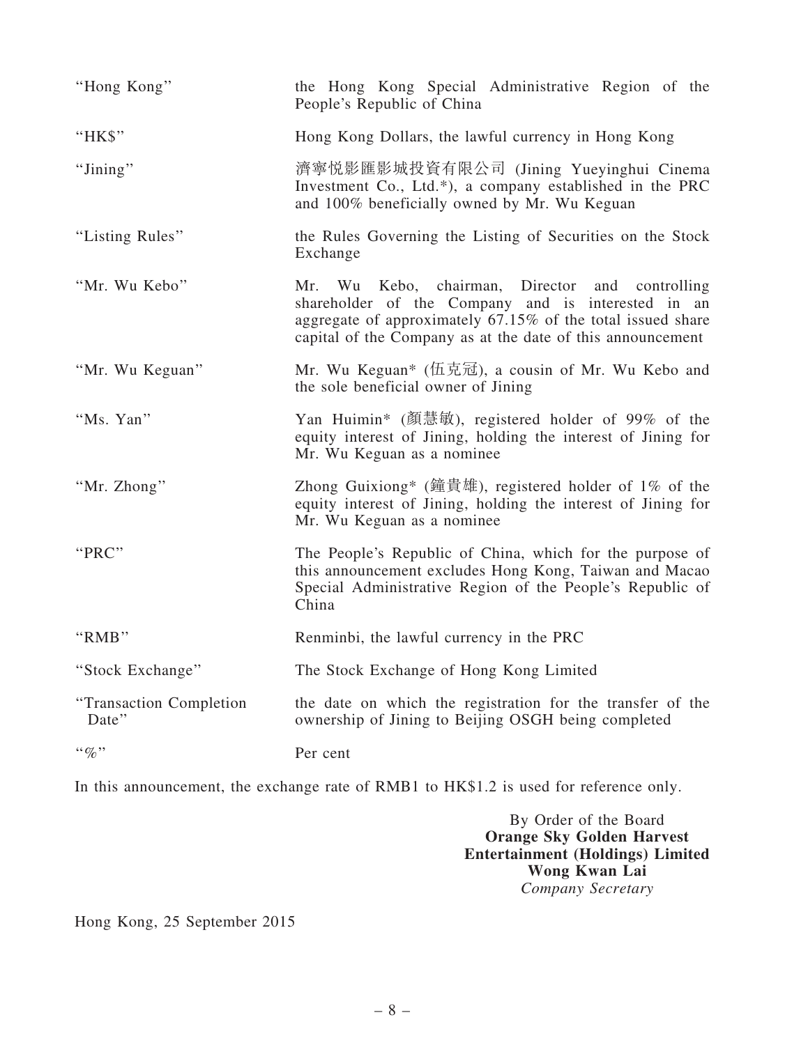| | |
|---|---|
| "Hong Kong" | the Hong Kong Special Administrative Region of the People's Republic of China |
| "HK$" | Hong Kong Dollars, the lawful currency in Hong Kong |
| "Jining" | 濟寧悅影匯影城投資有限公司 (Jining Yueyinghui Cinema Investment Co., Ltd.*), a company established in the PRC and 100% beneficially owned by Mr. Wu Keguan |
| "Listing Rules" | the Rules Governing the Listing of Securities on the Stock Exchange |
| "Mr. Wu Kebo" | Mr. Wu Kebo, chairman, Director and controlling shareholder of the Company and is interested in an aggregate of approximately 67.15% of the total issued share capital of the Company as at the date of this announcement |
| "Mr. Wu Keguan" | Mr. Wu Keguan* (伍克冠), a cousin of Mr. Wu Kebo and the sole beneficial owner of Jining |
| "Ms. Yan" | Yan Huimin* (顏慧敏), registered holder of 99% of the equity interest of Jining, holding the interest of Jining for Mr. Wu Keguan as a nominee |
| "Mr. Zhong" | Zhong Guixiong* (鐘貴雄), registered holder of 1% of the equity interest of Jining, holding the interest of Jining for Mr. Wu Keguan as a nominee |
| "PRC" | The People's Republic of China, which for the purpose of this announcement excludes Hong Kong, Taiwan and Macao Special Administrative Region of the People's Republic of China |
| "RMB" | Renminbi, the lawful currency in the PRC |
| "Stock Exchange" | The Stock Exchange of Hong Kong Limited |
| "Transaction Completion Date" | the date on which the registration for the transfer of the ownership of Jining to Beijing OSGH being completed |
| "%" | Per cent |

In this announcement, the exchange rate of RMB1 to HK$1.2 is used for reference only.

By Order of the Board
**Orange Sky Golden Harvest Entertainment (Holdings) Limited**
**Wong Kwan Lai**
*Company Secretary*

Hong Kong, 25 September 2015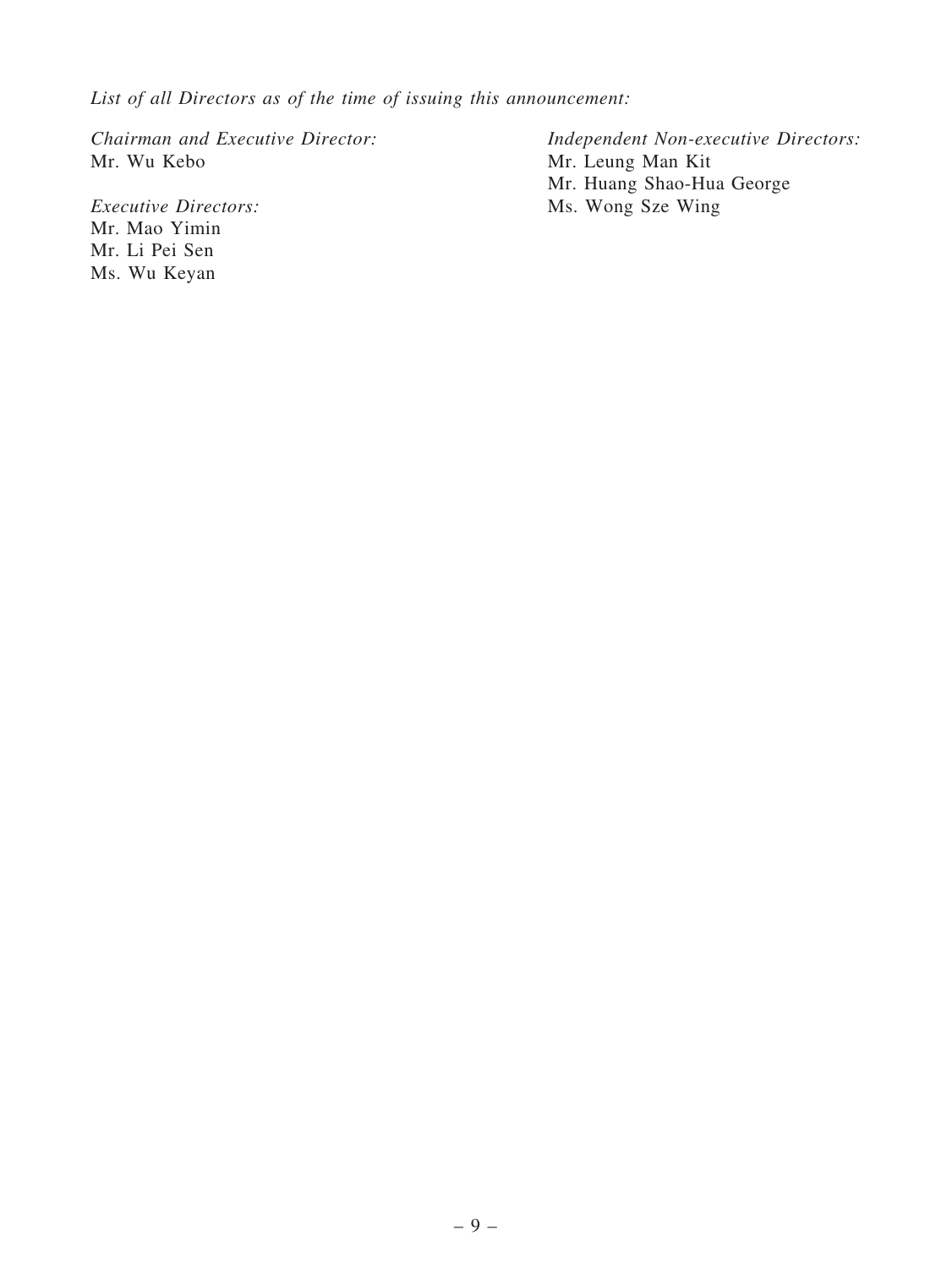*List of all Directors as of the time of issuing this announcement:*

*Chairman and Executive Director:*
Mr. Wu Kebo

*Executive Directors:*
Mr. Mao Yimin
Mr. Li Pei Sen
Ms. Wu Keyan

*Independent Non-executive Directors:*
Mr. Leung Man Kit
Mr. Huang Shao-Hua George
Ms. Wong Sze Wing